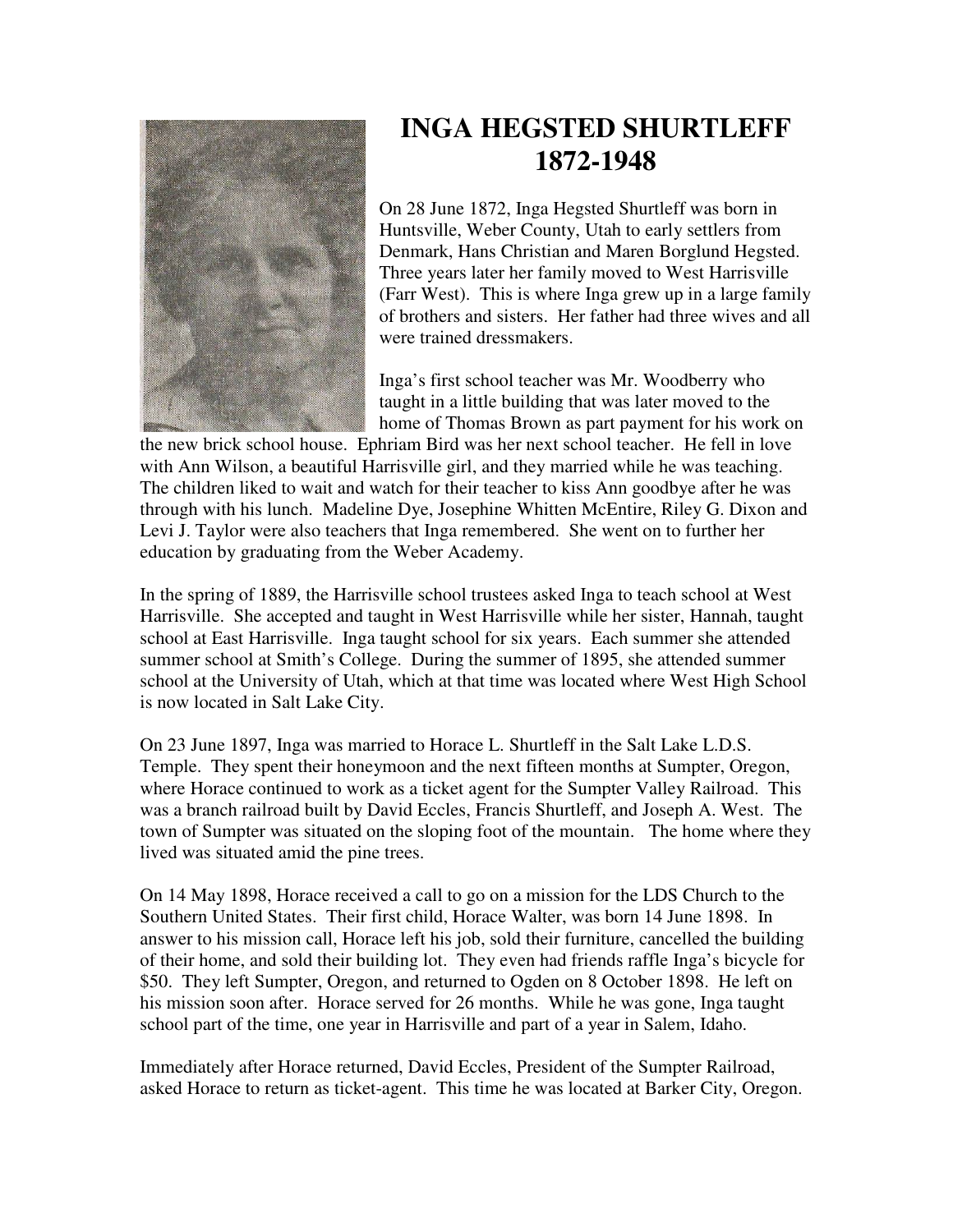# INGA HEGSTED SHURTLEFF
# 1872-1948

On 28 June 1872, Inga Hegsted Shurtleff was born in Huntsville, Weber County, Utah to early settlers from Denmark, Hans Christian and Maren Borglund Hegsted. Three years later her family moved to West Harrisville (Farr West). This is where Inga grew up in a large family of brothers and sisters. Her father had three wives and all were trained dressmakers.

Inga's first school teacher was Mr. Woodberry who taught in a little building that was later moved to the home of Thomas Brown as part payment for his work on the new brick school house. Ephriam Bird was her next school teacher. He fell in love with Ann Wilson, a beautiful Harrisville girl, and they married while he was teaching. The children liked to wait and watch for their teacher to kiss Ann goodbye after he was through with his lunch. Madeline Dye, Josephine Whitten McEntire, Riley G. Dixon and Levi J. Taylor were also teachers that Inga remembered. She went on to further her education by graduating from the Weber Academy.

In the spring of 1889, the Harrisville school trustees asked Inga to teach school at West Harrisville. She accepted and taught in West Harrisville while her sister, Hannah, taught school at East Harrisville. Inga taught school for six years. Each summer she attended summer school at Smith's College. During the summer of 1895, she attended summer school at the University of Utah, which at that time was located where West High School is now located in Salt Lake City.

On 23 June 1897, Inga was married to Horace L. Shurtleff in the Salt Lake L.D.S. Temple. They spent their honeymoon and the next fifteen months at Sumpter, Oregon, where Horace continued to work as a ticket agent for the Sumpter Valley Railroad. This was a branch railroad built by David Eccles, Francis Shurtleff, and Joseph A. West. The town of Sumpter was situated on the sloping foot of the mountain. The home where they lived was situated amid the pine trees.

On 14 May 1898, Horace received a call to go on a mission for the LDS Church to the Southern United States. Their first child, Horace Walter, was born 14 June 1898. In answer to his mission call, Horace left his job, sold their furniture, cancelled the building of their home, and sold their building lot. They even had friends raffle Inga's bicycle for $50. They left Sumpter, Oregon, and returned to Ogden on 8 October 1898. He left on his mission soon after. Horace served for 26 months. While he was gone, Inga taught school part of the time, one year in Harrisville and part of a year in Salem, Idaho.

Immediately after Horace returned, David Eccles, President of the Sumpter Railroad, asked Horace to return as ticket-agent. This time he was located at Barker City, Oregon.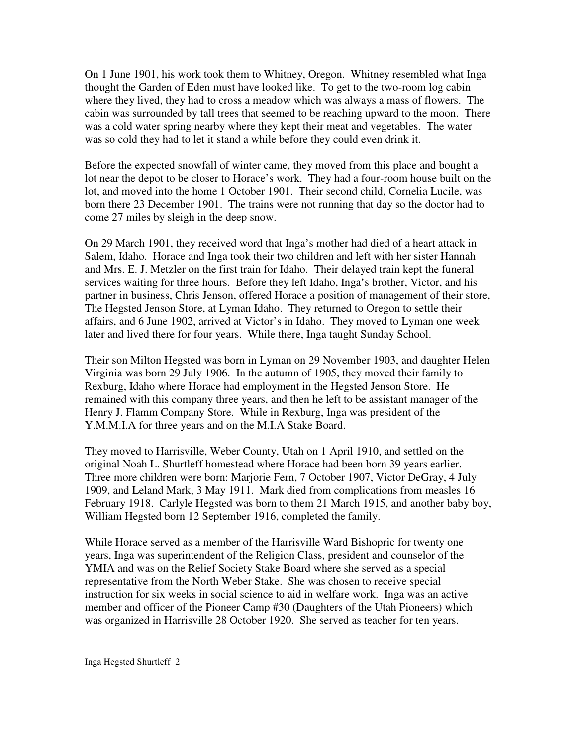On 1 June 1901, his work took them to Whitney, Oregon. Whitney resembled what Inga thought the Garden of Eden must have looked like. To get to the two-room log cabin where they lived, they had to cross a meadow which was always a mass of flowers. The cabin was surrounded by tall trees that seemed to be reaching upward to the moon. There was a cold water spring nearby where they kept their meat and vegetables. The water was so cold they had to let it stand a while before they could even drink it.

Before the expected snowfall of winter came, they moved from this place and bought a lot near the depot to be closer to Horace's work. They had a four-room house built on the lot, and moved into the home 1 October 1901. Their second child, Cornelia Lucile, was born there 23 December 1901. The trains were not running that day so the doctor had to come 27 miles by sleigh in the deep snow.

On 29 March 1901, they received word that Inga's mother had died of a heart attack in Salem, Idaho. Horace and Inga took their two children and left with her sister Hannah and Mrs. E. J. Metzler on the first train for Idaho. Their delayed train kept the funeral services waiting for three hours. Before they left Idaho, Inga's brother, Victor, and his partner in business, Chris Jenson, offered Horace a position of management of their store, The Hegsted Jenson Store, at Lyman Idaho. They returned to Oregon to settle their affairs, and 6 June 1902, arrived at Victor's in Idaho. They moved to Lyman one week later and lived there for four years. While there, Inga taught Sunday School.

Their son Milton Hegsted was born in Lyman on 29 November 1903, and daughter Helen Virginia was born 29 July 1906. In the autumn of 1905, they moved their family to Rexburg, Idaho where Horace had employment in the Hegsted Jenson Store. He remained with this company three years, and then he left to be assistant manager of the Henry J. Flamm Company Store. While in Rexburg, Inga was president of the Y.M.M.I.A for three years and on the M.I.A Stake Board.

They moved to Harrisville, Weber County, Utah on 1 April 1910, and settled on the original Noah L. Shurtleff homestead where Horace had been born 39 years earlier. Three more children were born: Marjorie Fern, 7 October 1907, Victor DeGray, 4 July 1909, and Leland Mark, 3 May 1911. Mark died from complications from measles 16 February 1918. Carlyle Hegsted was born to them 21 March 1915, and another baby boy, William Hegsted born 12 September 1916, completed the family.

While Horace served as a member of the Harrisville Ward Bishopric for twenty one years, Inga was superintendent of the Religion Class, president and counselor of the YMIA and was on the Relief Society Stake Board where she served as a special representative from the North Weber Stake. She was chosen to receive special instruction for six weeks in social science to aid in welfare work. Inga was an active member and officer of the Pioneer Camp #30 (Daughters of the Utah Pioneers) which was organized in Harrisville 28 October 1920. She served as teacher for ten years.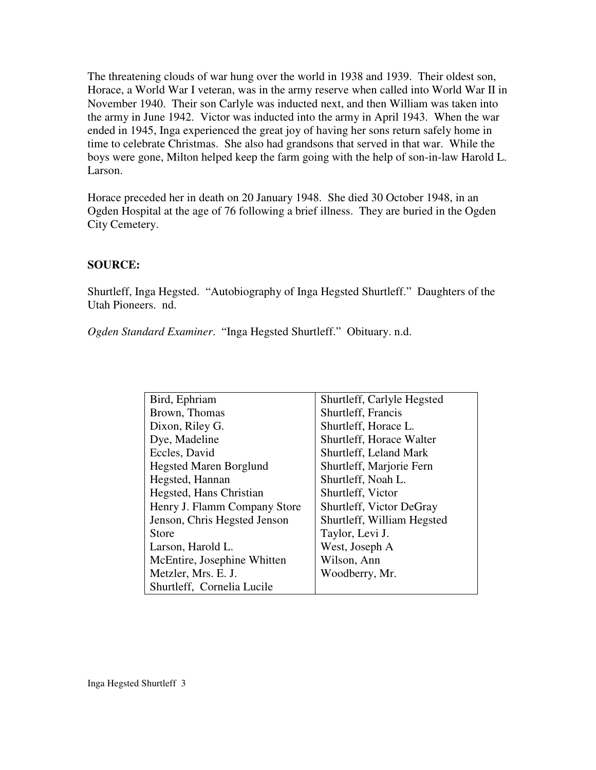The threatening clouds of war hung over the world in 1938 and 1939. Their oldest son, Horace, a World War I veteran, was in the army reserve when called into World War II in November 1940. Their son Carlyle was inducted next, and then William was taken into the army in June 1942. Victor was inducted into the army in April 1943. When the war ended in 1945, Inga experienced the great joy of having her sons return safely home in time to celebrate Christmas. She also had grandsons that served in that war. While the boys were gone, Milton helped keep the farm going with the help of son-in-law Harold L. Larson.

Horace preceded her in death on 20 January 1948. She died 30 October 1948, in an Ogden Hospital at the age of 76 following a brief illness. They are buried in the Ogden City Cemetery.

**SOURCE:**

Shurtleff, Inga Hegsted. "Autobiography of Inga Hegsted Shurtleff." Daughters of the Utah Pioneers. nd.

*Ogden Standard Examiner*. "Inga Hegsted Shurtleff." Obituary. n.d.

| | |
|---|---|
| Bird, Ephriam | Shurtleff, Carlyle Hegsted |
| Brown, Thomas | Shurtleff, Francis |
| Dixon, Riley G. | Shurtleff, Horace L. |
| Dye, Madeline | Shurtleff, Horace Walter |
| Eccles, David | Shurtleff, Leland Mark |
| Hegsted Maren Borglund | Shurtleff, Marjorie Fern |
| Hegsted, Hannan | Shurtleff, Noah L. |
| Hegsted, Hans Christian | Shurtleff, Victor |
| Henry J. Flamm Company Store | Shurtleff, Victor DeGray |
| Jenson, Chris Hegsted Jenson Store | Shurtleff, William Hegsted |
| | Taylor, Levi J. |
| Larson, Harold L. | West, Joseph A |
| McEntire, Josephine Whitten | Wilson, Ann |
| Metzler, Mrs. E. J. | Woodberry, Mr. |
| Shurtleff, Cornelia Lucile | |